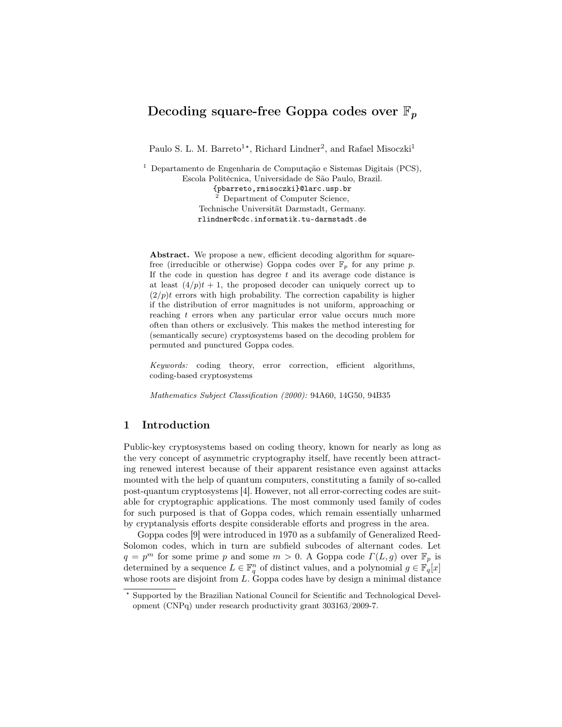# Decoding square-free Goppa codes over $\mathbb{F}_p$

Paulo S. L. M. Barreto[1⋆], Richard Lindner[2], and Rafael Misoczki[1]

[1] Departamento de Engenharia de Computação e Sistemas Digitais (PCS), Escola Politécnica, Universidade de São Paulo, Brazil.
{pbarreto,rmisoczki}@larc.usp.br

[2] Department of Computer Science, Technische Universität Darmstadt, Germany.
rlindner@cdc.informatik.tu-darmstadt.de

**Abstract.** We propose a new, efficient decoding algorithm for square-free (irreducible or otherwise) Goppa codes over $\mathbb{F}_p$ for any prime $p$. If the code in question has degree $t$ and its average code distance is at least $(4/p)t + 1$, the proposed decoder can uniquely correct up to $(2/p)t$ errors with high probability. The correction capability is higher if the distribution of error magnitudes is not uniform, approaching or reaching $t$ errors when any particular error value occurs much more often than others or exclusively. This makes the method interesting for (semantically secure) cryptosystems based on the decoding problem for permuted and punctured Goppa codes.

*Keywords:* coding theory, error correction, efficient algorithms, coding-based cryptosystems

*Mathematics Subject Classification (2000):* 94A60, 14G50, 94B35

## 1 Introduction

Public-key cryptosystems based on coding theory, known for nearly as long as the very concept of asymmetric cryptography itself, have recently been attracting renewed interest because of their apparent resistance even against attacks mounted with the help of quantum computers, constituting a family of so-called post-quantum cryptosystems [4]. However, not all error-correcting codes are suitable for cryptographic applications. The most commonly used family of codes for such purposed is that of Goppa codes, which remain essentially unharmed by cryptanalysis efforts despite considerable efforts and progress in the area.

Goppa codes [9] were introduced in 1970 as a subfamily of Generalized Reed-Solomon codes, which in turn are subfield subcodes of alternant codes. Let $q = p^m$ for some prime $p$ and some $m > 0$. A Goppa code $\Gamma(L, g)$ over $\mathbb{F}_p$ is determined by a sequence $L \in \mathbb{F}_q^n$ of distinct values, and a polynomial $g \in \mathbb{F}_q[x]$ whose roots are disjoint from $L$. Goppa codes have by design a minimal distance

⋆ Supported by the Brazilian National Council for Scientific and Technological Development (CNPq) under research productivity grant 303163/2009-7.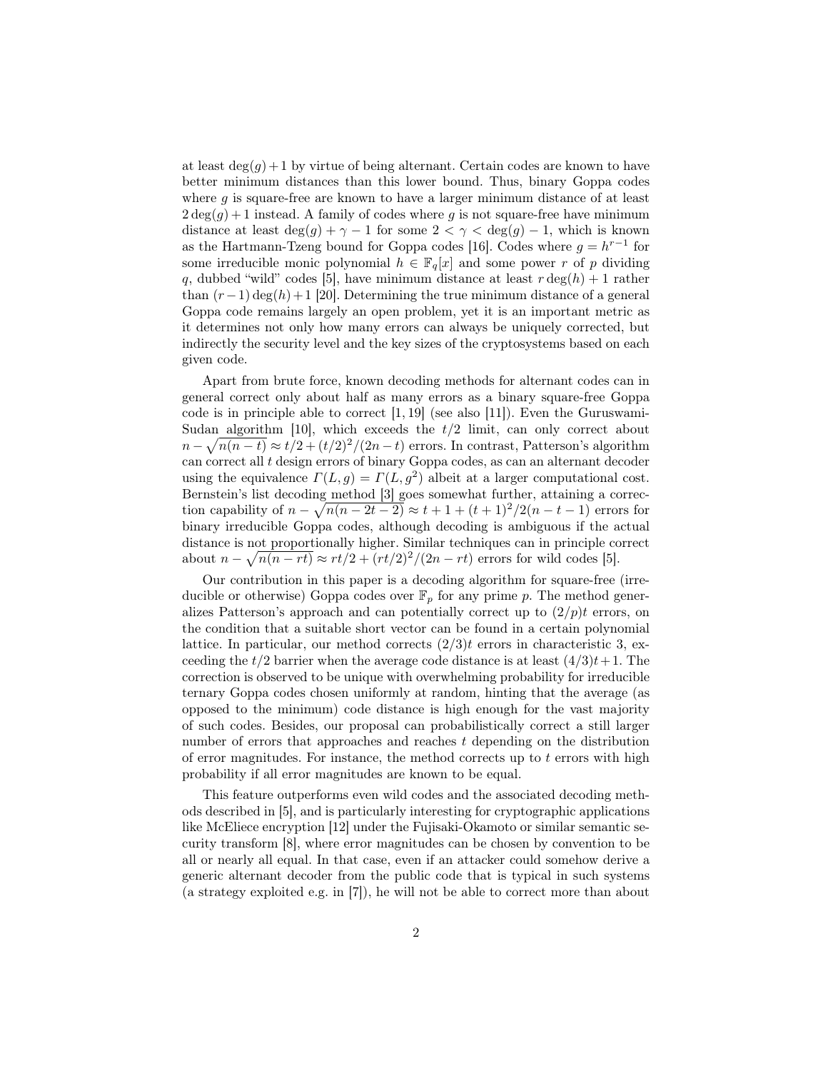at least $\deg(g)+1$ by virtue of being alternant. Certain codes are known to have better minimum distances than this lower bound. Thus, binary Goppa codes where $g$ is square-free are known to have a larger minimum distance of at least $2\deg(g)+1$ instead. A family of codes where $g$ is not square-free have minimum distance at least $\deg(g)+\gamma-1$ for some $2<\gamma<\deg(g)-1$, which is known as the Hartmann-Tzeng bound for Goppa codes [16]. Codes where $g=h^{r-1}$ for some irreducible monic polynomial $h \in \mathbb{F}_q[x]$ and some power $r$ of $p$ dividing $q$, dubbed "wild" codes [5], have minimum distance at least $r\deg(h)+1$ rather than $(r-1)\deg(h)+1$ [20]. Determining the true minimum distance of a general Goppa code remains largely an open problem, yet it is an important metric as it determines not only how many errors can always be uniquely corrected, but indirectly the security level and the key sizes of the cryptosystems based on each given code.

Apart from brute force, known decoding methods for alternant codes can in general correct only about half as many errors as a binary square-free Goppa code is in principle able to correct [1, 19] (see also [11]). Even the Guruswami-Sudan algorithm [10], which exceeds the $t/2$ limit, can only correct about $n-\sqrt{n(n-t)} \approx t/2+(t/2)^2/(2n-t)$ errors. In contrast, Patterson's algorithm can correct all $t$ design errors of binary Goppa codes, as can an alternant decoder using the equivalence $\Gamma(L,g)=\Gamma(L,g^2)$ albeit at a larger computational cost. Bernstein's list decoding method [3] goes somewhat further, attaining a correction capability of $n-\sqrt{n(n-2t-2)} \approx t+1+(t+1)^2/2(n-t-1)$ errors for binary irreducible Goppa codes, although decoding is ambiguous if the actual distance is not proportionally higher. Similar techniques can in principle correct about $n-\sqrt{n(n-rt)} \approx rt/2+(rt/2)^2/(2n-rt)$ errors for wild codes [5].

Our contribution in this paper is a decoding algorithm for square-free (irreducible or otherwise) Goppa codes over $\mathbb{F}_p$ for any prime $p$. The method generalizes Patterson's approach and can potentially correct up to $(2/p)t$ errors, on the condition that a suitable short vector can be found in a certain polynomial lattice. In particular, our method corrects $(2/3)t$ errors in characteristic 3, exceeding the $t/2$ barrier when the average code distance is at least $(4/3)t+1$. The correction is observed to be unique with overwhelming probability for irreducible ternary Goppa codes chosen uniformly at random, hinting that the average (as opposed to the minimum) code distance is high enough for the vast majority of such codes. Besides, our proposal can probabilistically correct a still larger number of errors that approaches and reaches $t$ depending on the distribution of error magnitudes. For instance, the method corrects up to $t$ errors with high probability if all error magnitudes are known to be equal.

This feature outperforms even wild codes and the associated decoding methods described in [5], and is particularly interesting for cryptographic applications like McEliece encryption [12] under the Fujisaki-Okamoto or similar semantic security transform [8], where error magnitudes can be chosen by convention to be all or nearly all equal. In that case, even if an attacker could somehow derive a generic alternant decoder from the public code that is typical in such systems (a strategy exploited e.g. in [7]), he will not be able to correct more than about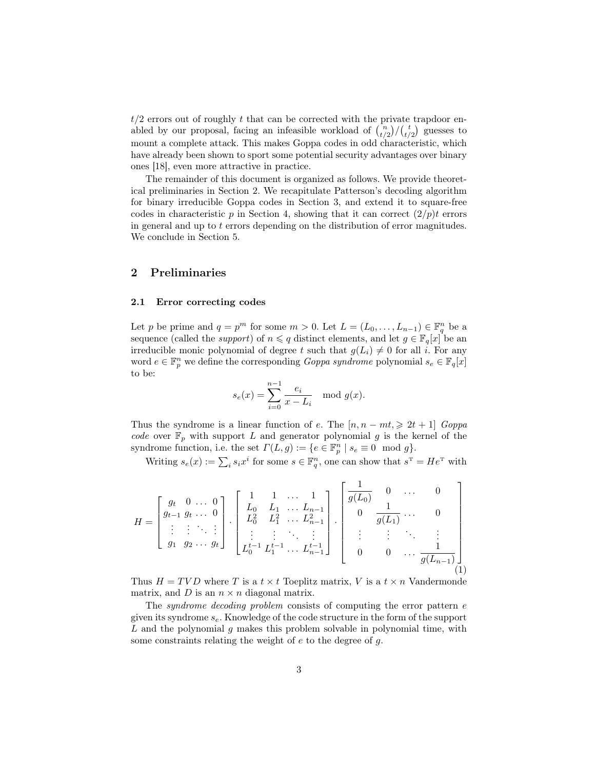$t/2$ errors out of roughly $t$ that can be corrected with the private trapdoor enabled by our proposal, facing an infeasible workload of $\binom{n}{t/2}/\binom{t}{t/2}$ guesses to mount a complete attack. This makes Goppa codes in odd characteristic, which have already been shown to sport some potential security advantages over binary ones [18], even more attractive in practice.

The remainder of this document is organized as follows. We provide theoretical preliminaries in Section 2. We recapitulate Patterson's decoding algorithm for binary irreducible Goppa codes in Section 3, and extend it to square-free codes in characteristic $p$ in Section 4, showing that it can correct $(2/p)t$ errors in general and up to $t$ errors depending on the distribution of error magnitudes. We conclude in Section 5.

## 2 Preliminaries

### 2.1 Error correcting codes

Let $p$ be prime and $q = p^m$ for some $m > 0$. Let $L = (L_0, \ldots, L_{n-1}) \in \mathbb{F}_q^n$ be a sequence (called the *support*) of $n \leqslant q$ distinct elements, and let $g \in \mathbb{F}_q[x]$ be an irreducible monic polynomial of degree $t$ such that $g(L_i) \neq 0$ for all $i$. For any word $e \in \mathbb{F}_p^n$ we define the corresponding *Goppa syndrome* polynomial $s_e \in \mathbb{F}_q[x]$ to be:

$$s_e(x) = \sum_{i=0}^{n-1} \frac{e_i}{x - L_i} \mod g(x).$$

Thus the syndrome is a linear function of $e$. The $[n, n - mt, \geqslant 2t + 1]$ *Goppa code* over $\mathbb{F}_p$ with support $L$ and generator polynomial $g$ is the kernel of the syndrome function, i.e. the set $\Gamma(L, g) := \{e \in \mathbb{F}_p^n \mid s_e \equiv 0 \mod g\}$.

Writing $s_e(x) := \sum_i s_i x^i$ for some $s \in \mathbb{F}_q^n$, one can show that $s^{\mathrm{T}} = He^{\mathrm{T}}$ with

$$H = \begin{bmatrix} g_t & 0 & \ldots & 0 \\ g_{t-1} & g_t & \ldots & 0 \\ \vdots & \vdots & \ddots & \vdots \\ g_1 & g_2 & \ldots & g_t \end{bmatrix} \cdot \begin{bmatrix} 1 & 1 & \ldots & 1 \\ L_0 & L_1 & \ldots & L_{n-1} \\ L_0^2 & L_1^2 & \ldots & L_{n-1}^2 \\ \vdots & \vdots & \ddots & \vdots \\ L_0^{t-1} & L_1^{t-1} & \ldots & L_{n-1}^{t-1} \end{bmatrix} \cdot \begin{bmatrix} \frac{1}{g(L_0)} & 0 & \ldots & 0 \\ 0 & \frac{1}{g(L_1)} & \ldots & 0 \\ \vdots & \vdots & \ddots & \vdots \\ 0 & 0 & \ldots & \frac{1}{g(L_{n-1})} \end{bmatrix} \quad (1)$$

Thus $H = TVD$ where $T$ is a $t \times t$ Toeplitz matrix, $V$ is a $t \times n$ Vandermonde matrix, and $D$ is an $n \times n$ diagonal matrix.

The *syndrome decoding problem* consists of computing the error pattern $e$ given its syndrome $s_e$. Knowledge of the code structure in the form of the support $L$ and the polynomial $g$ makes this problem solvable in polynomial time, with some constraints relating the weight of $e$ to the degree of $g$.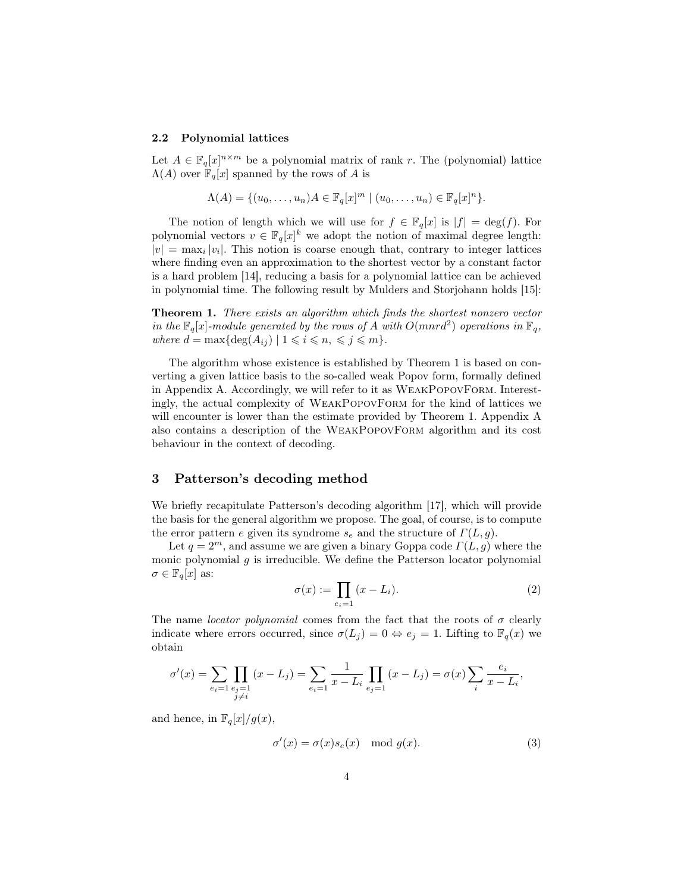### 2.2 Polynomial lattices

Let $A \in \mathbb{F}_q[x]^{n\times m}$ be a polynomial matrix of rank $r$. The (polynomial) lattice $\Lambda(A)$ over $\mathbb{F}_q[x]$ spanned by the rows of $A$ is

$$\Lambda(A) = \{(u_0, \ldots, u_n)A \in \mathbb{F}_q[x]^m \mid (u_0, \ldots, u_n) \in \mathbb{F}_q[x]^n\}.$$

The notion of length which we will use for $f \in \mathbb{F}_q[x]$ is $|f| = \deg(f)$. For polynomial vectors $v \in \mathbb{F}_q[x]^k$ we adopt the notion of maximal degree length: $|v| = \max_i |v_i|$. This notion is coarse enough that, contrary to integer lattices where finding even an approximation to the shortest vector by a constant factor is a hard problem [14], reducing a basis for a polynomial lattice can be achieved in polynomial time. The following result by Mulders and Storjohann holds [15]:

**Theorem 1.** *There exists an algorithm which finds the shortest nonzero vector in the $\mathbb{F}_q[x]$-module generated by the rows of $A$ with $O(mnrd^2)$ operations in $\mathbb{F}_q$, where $d = \max\{\deg(A_{ij}) \mid 1 \leqslant i \leqslant n, \leqslant j \leqslant m\}$.*

The algorithm whose existence is established by Theorem 1 is based on converting a given lattice basis to the so-called weak Popov form, formally defined in Appendix A. Accordingly, we will refer to it as WeakPopovForm. Interestingly, the actual complexity of WeakPopovForm for the kind of lattices we will encounter is lower than the estimate provided by Theorem 1. Appendix A also contains a description of the WeakPopovForm algorithm and its cost behaviour in the context of decoding.

## 3 Patterson's decoding method

We briefly recapitulate Patterson's decoding algorithm [17], which will provide the basis for the general algorithm we propose. The goal, of course, is to compute the error pattern $e$ given its syndrome $s_e$ and the structure of $\Gamma(L, g)$.

Let $q = 2^m$, and assume we are given a binary Goppa code $\Gamma(L, g)$ where the monic polynomial $g$ is irreducible. We define the Patterson locator polynomial $\sigma \in \mathbb{F}_q[x]$ as:

$$\sigma(x) := \prod_{e_i=1} (x - L_i). \tag{2}$$

The name *locator polynomial* comes from the fact that the roots of $\sigma$ clearly indicate where errors occurred, since $\sigma(L_j) = 0 \Leftrightarrow e_j = 1$. Lifting to $\mathbb{F}_q(x)$ we obtain

$$\sigma'(x) = \sum_{e_i=1} \prod_{\substack{e_j=1 \\ j\neq i}} (x - L_j) = \sum_{e_i=1} \frac{1}{x - L_i} \prod_{e_j=1} (x - L_j) = \sigma(x) \sum_i \frac{e_i}{x - L_i},$$

and hence, in $\mathbb{F}_q[x]/g(x)$,

$$\sigma'(x) = \sigma(x)s_e(x) \mod g(x). \tag{3}$$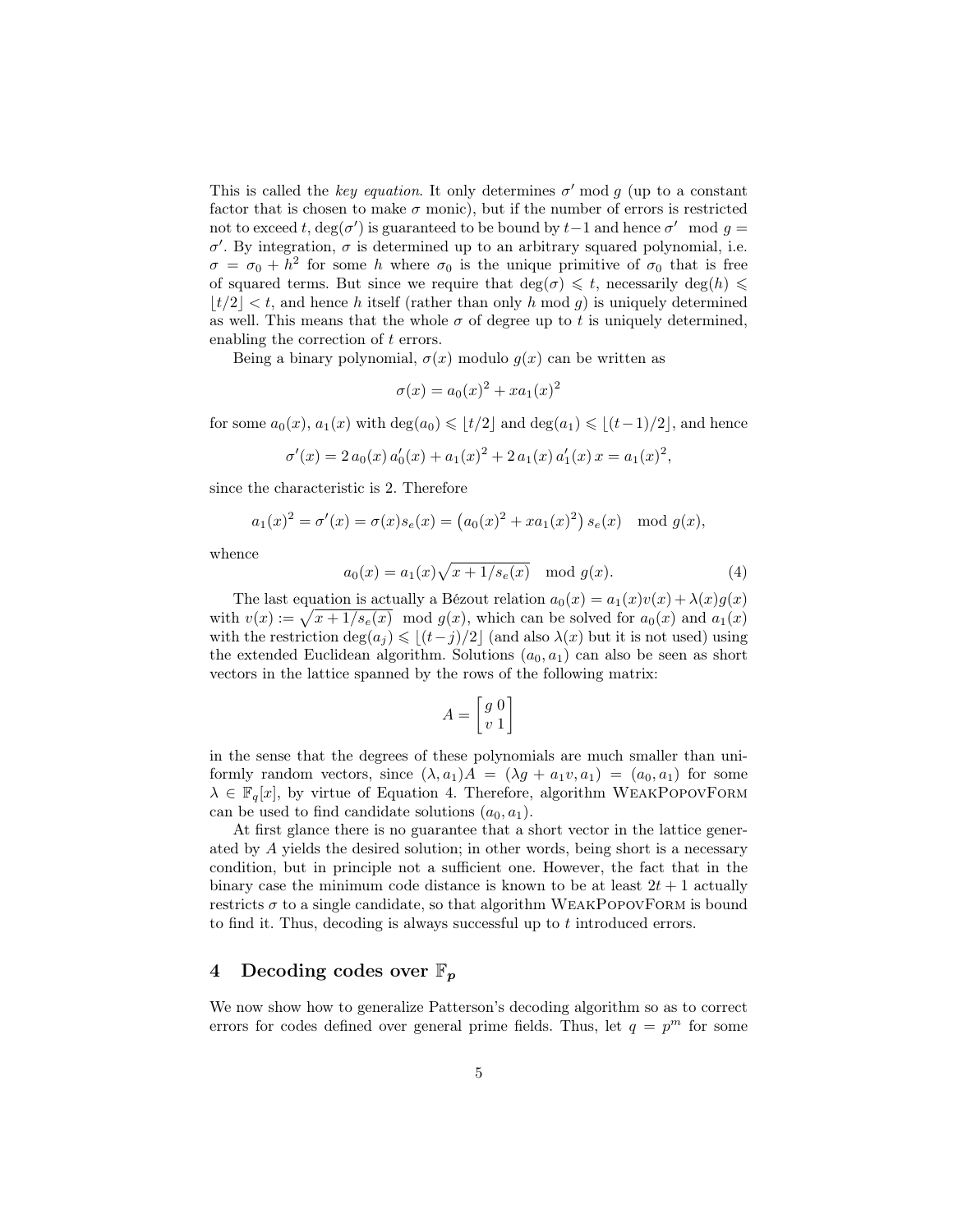This is called the *key equation*. It only determines $\sigma' \bmod g$ (up to a constant factor that is chosen to make $\sigma$ monic), but if the number of errors is restricted not to exceed $t$, $\deg(\sigma')$ is guaranteed to be bound by $t-1$ and hence $\sigma' \mod g = \sigma'$. By integration, $\sigma$ is determined up to an arbitrary squared polynomial, i.e. $\sigma = \sigma_0 + h^2$ for some $h$ where $\sigma_0$ is the unique primitive of $\sigma_0$ that is free of squared terms. But since we require that $\deg(\sigma) \leqslant t$, necessarily $\deg(h) \leqslant \lfloor t/2 \rfloor < t$, and hence $h$ itself (rather than only $h \bmod g$) is uniquely determined as well. This means that the whole $\sigma$ of degree up to $t$ is uniquely determined, enabling the correction of $t$ errors.

Being a binary polynomial, $\sigma(x)$ modulo $g(x)$ can be written as

$$\sigma(x) = a_0(x)^2 + x a_1(x)^2$$

for some $a_0(x)$, $a_1(x)$ with $\deg(a_0) \leqslant \lfloor t/2 \rfloor$ and $\deg(a_1) \leqslant \lfloor (t-1)/2 \rfloor$, and hence

$$\sigma'(x) = 2\, a_0(x)\, a_0'(x) + a_1(x)^2 + 2\, a_1(x)\, a_1'(x)\, x = a_1(x)^2,$$

since the characteristic is 2. Therefore

$$a_1(x)^2 = \sigma'(x) = \sigma(x) s_e(x) = \left(a_0(x)^2 + x a_1(x)^2\right) s_e(x) \mod g(x),$$

whence

$$a_0(x) = a_1(x) \sqrt{x + 1/s_e(x)} \mod g(x). \tag{4}$$

The last equation is actually a Bézout relation $a_0(x) = a_1(x) v(x) + \lambda(x) g(x)$ with $v(x) := \sqrt{x + 1/s_e(x)} \mod g(x)$, which can be solved for $a_0(x)$ and $a_1(x)$ with the restriction $\deg(a_j) \leqslant \lfloor (t-j)/2 \rfloor$ (and also $\lambda(x)$ but it is not used) using the extended Euclidean algorithm. Solutions $(a_0, a_1)$ can also be seen as short vectors in the lattice spanned by the rows of the following matrix:

$$A = \begin{bmatrix} g & 0 \\ v & 1 \end{bmatrix}$$

in the sense that the degrees of these polynomials are much smaller than uniformly random vectors, since $(\lambda, a_1) A = (\lambda g + a_1 v, a_1) = (a_0, a_1)$ for some $\lambda \in \mathbb{F}_q[x]$, by virtue of Equation 4. Therefore, algorithm WeakPopovForm can be used to find candidate solutions $(a_0, a_1)$.

At first glance there is no guarantee that a short vector in the lattice generated by $A$ yields the desired solution; in other words, being short is a necessary condition, but in principle not a sufficient one. However, the fact that in the binary case the minimum code distance is known to be at least $2t+1$ actually restricts $\sigma$ to a single candidate, so that algorithm WeakPopovForm is bound to find it. Thus, decoding is always successful up to $t$ introduced errors.

## 4 Decoding codes over $\mathbb{F}_p$

We now show how to generalize Patterson's decoding algorithm so as to correct errors for codes defined over general prime fields. Thus, let $q = p^m$ for some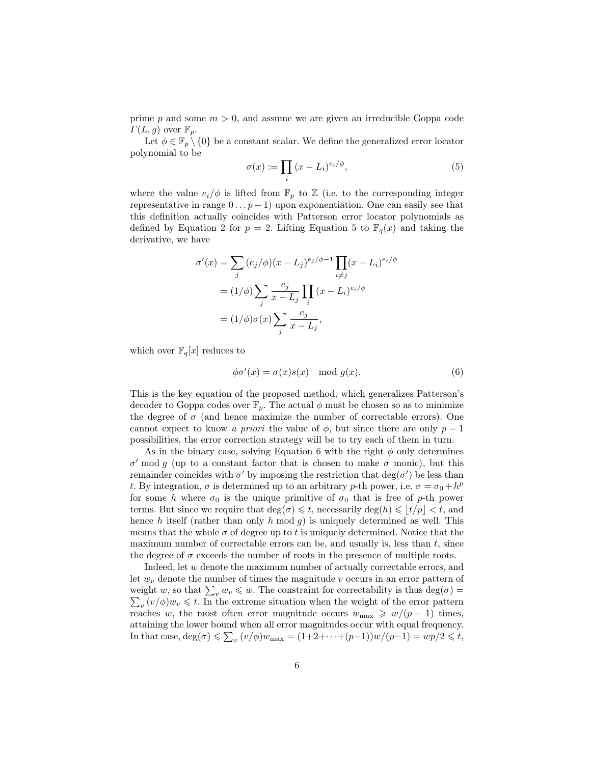prime $p$ and some $m > 0$, and assume we are given an irreducible Goppa code $\Gamma(L, g)$ over $\mathbb{F}_p$.

Let $\phi \in \mathbb{F}_p \setminus \{0\}$ be a constant scalar. We define the generalized error locator polynomial to be

$$\sigma(x) := \prod_i (x - L_i)^{e_i/\phi}, \tag{5}$$

where the value $e_i/\phi$ is lifted from $\mathbb{F}_p$ to $\mathbb{Z}$ (i.e. to the corresponding integer representative in range $0 \dots p-1$) upon exponentiation. One can easily see that this definition actually coincides with Patterson error locator polynomials as defined by Equation 2 for $p = 2$. Lifting Equation 5 to $\mathbb{F}_q(x)$ and taking the derivative, we have

$$\begin{aligned}
\sigma'(x) &= \sum_j (e_j/\phi)(x - L_j)^{e_j/\phi - 1} \prod_{i \neq j} (x - L_i)^{e_i/\phi} \\
&= (1/\phi) \sum_j \frac{e_j}{x - L_j} \prod_i (x - L_i)^{e_i/\phi} \\
&= (1/\phi)\sigma(x) \sum_j \frac{e_j}{x - L_j},
\end{aligned}$$

which over $\mathbb{F}_q[x]$ reduces to

$$\phi\sigma'(x) = \sigma(x)s(x) \mod g(x). \tag{6}$$

This is the key equation of the proposed method, which generalizes Patterson's decoder to Goppa codes over $\mathbb{F}_p$. The actual $\phi$ must be chosen so as to minimize the degree of $\sigma$ (and hence maximize the number of correctable errors). One cannot expect to know *a priori* the value of $\phi$, but since there are only $p-1$ possibilities, the error correction strategy will be to try each of them in turn.

As in the binary case, solving Equation 6 with the right $\phi$ only determines $\sigma' \bmod g$ (up to a constant factor that is chosen to make $\sigma$ monic), but this remainder coincides with $\sigma'$ by imposing the restriction that $\deg(\sigma')$ be less than $t$. By integration, $\sigma$ is determined up to an arbitrary $p$-th power, i.e. $\sigma = \sigma_0 + h^p$ for some $h$ where $\sigma_0$ is the unique primitive of $\sigma_0$ that is free of $p$-th power terms. But since we require that $\deg(\sigma) \leqslant t$, necessarily $\deg(h) \leqslant \lfloor t/p \rfloor < t$, and hence $h$ itself (rather than only $h \bmod g$) is uniquely determined as well. This means that the whole $\sigma$ of degree up to $t$ is uniquely determined. Notice that the maximum number of correctable errors can be, and usually is, less than $t$, since the degree of $\sigma$ exceeds the number of roots in the presence of multiple roots.

Indeed, let $w$ denote the maximum number of actually correctable errors, and let $w_v$ denote the number of times the magnitude $v$ occurs in an error pattern of weight $w$, so that $\sum_v w_v \leqslant w$. The constraint for correctability is thus $\deg(\sigma) = \sum_v (v/\phi)w_v \leqslant t$. In the extreme situation when the weight of the error pattern reaches $w$, the most often error magnitude occurs $w_{\max} \geqslant w/(p-1)$ times, attaining the lower bound when all error magnitudes occur with equal frequency. In that case, $\deg(\sigma) \leqslant \sum_v (v/\phi)w_{\max} = (1+2+\cdots+(p-1))w/(p-1) = wp/2 \leqslant t$,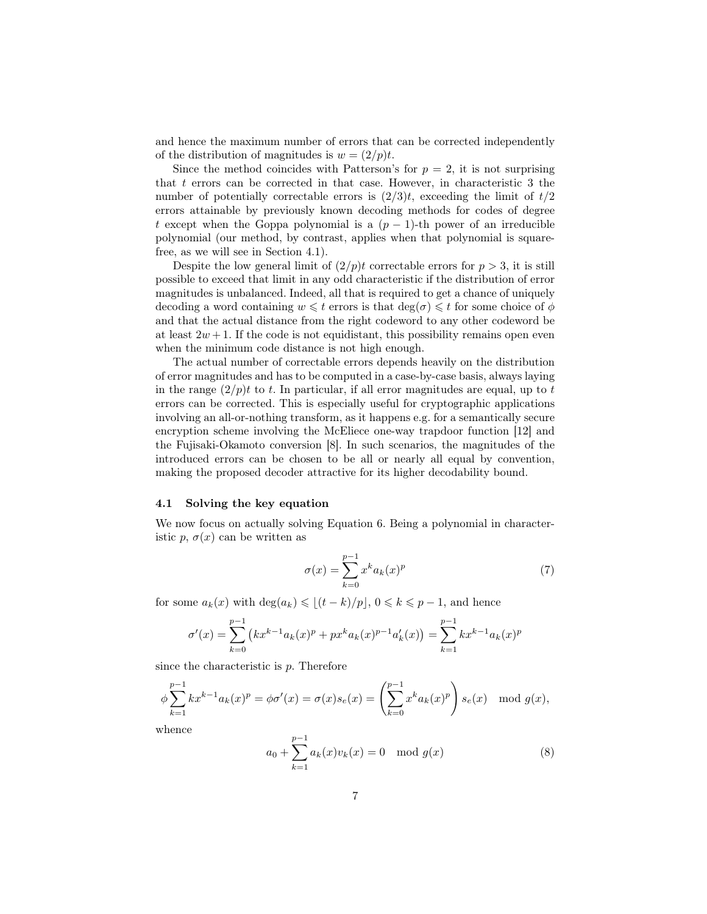and hence the maximum number of errors that can be corrected independently of the distribution of magnitudes is $w = (2/p)t$.

Since the method coincides with Patterson's for $p = 2$, it is not surprising that $t$ errors can be corrected in that case. However, in characteristic 3 the number of potentially correctable errors is $(2/3)t$, exceeding the limit of $t/2$ errors attainable by previously known decoding methods for codes of degree $t$ except when the Goppa polynomial is a $(p-1)$-th power of an irreducible polynomial (our method, by contrast, applies when that polynomial is square-free, as we will see in Section 4.1).

Despite the low general limit of $(2/p)t$ correctable errors for $p > 3$, it is still possible to exceed that limit in any odd characteristic if the distribution of error magnitudes is unbalanced. Indeed, all that is required to get a chance of uniquely decoding a word containing $w \leqslant t$ errors is that $\deg(\sigma) \leqslant t$ for some choice of $\phi$ and that the actual distance from the right codeword to any other codeword be at least $2w+1$. If the code is not equidistant, this possibility remains open even when the minimum code distance is not high enough.

The actual number of correctable errors depends heavily on the distribution of error magnitudes and has to be computed in a case-by-case basis, always laying in the range $(2/p)t$ to $t$. In particular, if all error magnitudes are equal, up to $t$ errors can be corrected. This is especially useful for cryptographic applications involving an all-or-nothing transform, as it happens e.g. for a semantically secure encryption scheme involving the McEliece one-way trapdoor function [12] and the Fujisaki-Okamoto conversion [8]. In such scenarios, the magnitudes of the introduced errors can be chosen to be all or nearly all equal by convention, making the proposed decoder attractive for its higher decodability bound.

### 4.1 Solving the key equation

We now focus on actually solving Equation 6. Being a polynomial in characteristic $p$, $\sigma(x)$ can be written as

$$\sigma(x) = \sum_{k=0}^{p-1} x^k a_k(x)^p \tag{7}$$

for some $a_k(x)$ with $\deg(a_k) \leqslant \lfloor (t-k)/p \rfloor$, $0 \leqslant k \leqslant p-1$, and hence

$$\sigma'(x) = \sum_{k=0}^{p-1} \left( k x^{k-1} a_k(x)^p + p x^k a_k(x)^{p-1} a_k'(x) \right) = \sum_{k=1}^{p-1} k x^{k-1} a_k(x)^p$$

since the characteristic is $p$. Therefore

$$\phi \sum_{k=1}^{p-1} k x^{k-1} a_k(x)^p = \phi \sigma'(x) = \sigma(x) s_e(x) = \left( \sum_{k=0}^{p-1} x^k a_k(x)^p \right) s_e(x) \mod g(x),$$

whence

$$a_0 + \sum_{k=1}^{p-1} a_k(x) v_k(x) = 0 \mod g(x) \tag{8}$$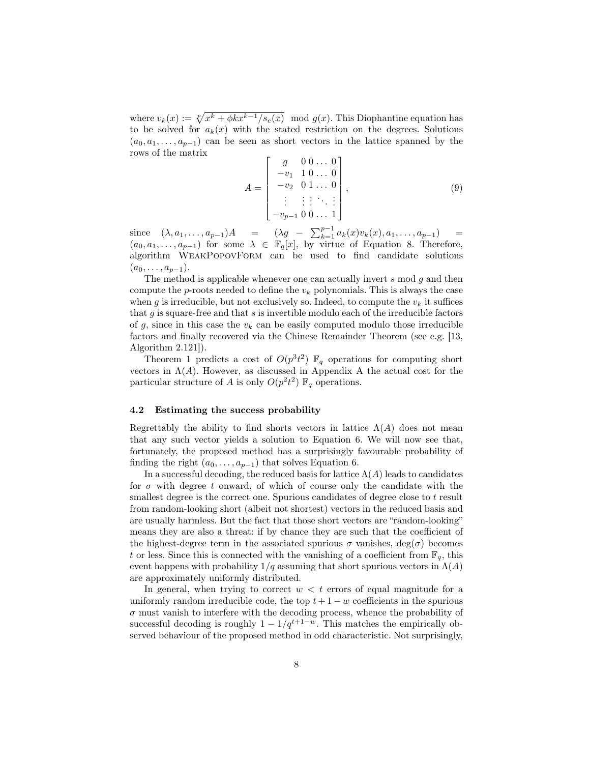where $v_k(x) := \sqrt[p]{x^k + \phi k x^{k-1}/s_e(x)} \mod g(x)$. This Diophantine equation has to be solved for $a_k(x)$ with the stated restriction on the degrees. Solutions $(a_0, a_1, \ldots, a_{p-1})$ can be seen as short vectors in the lattice spanned by the rows of the matrix

$$A = \begin{bmatrix} g & 0\, 0 \ldots 0 \\ -v_1 & 1\, 0 \ldots 0 \\ -v_2 & 0\, 1 \ldots 0 \\ \vdots & \vdots\, \vdots \ddots \vdots \\ -v_{p-1} & 0\, 0 \ldots 1 \end{bmatrix}, \tag{9}$$

since $(\lambda, a_1, \ldots, a_{p-1})A = (\lambda g - \sum_{k=1}^{p-1} a_k(x) v_k(x), a_1, \ldots, a_{p-1}) = (a_0, a_1, \ldots, a_{p-1})$ for some $\lambda \in \mathbb{F}_q[x]$, by virtue of Equation 8. Therefore, algorithm WeakPopovForm can be used to find candidate solutions $(a_0, \ldots, a_{p-1})$.

The method is applicable whenever one can actually invert $s \mod g$ and then compute the $p$-roots needed to define the $v_k$ polynomials. This is always the case when $g$ is irreducible, but not exclusively so. Indeed, to compute the $v_k$ it suffices that $g$ is square-free and that $s$ is invertible modulo each of the irreducible factors of $g$, since in this case the $v_k$ can be easily computed modulo those irreducible factors and finally recovered via the Chinese Remainder Theorem (see e.g. [13, Algorithm 2.121]).

Theorem 1 predicts a cost of $O(p^3 t^2)$ $\mathbb{F}_q$ operations for computing short vectors in $\Lambda(A)$. However, as discussed in Appendix A the actual cost for the particular structure of $A$ is only $O(p^2 t^2)$ $\mathbb{F}_q$ operations.

### 4.2 Estimating the success probability

Regrettably the ability to find shorts vectors in lattice $\Lambda(A)$ does not mean that any such vector yields a solution to Equation 6. We will now see that, fortunately, the proposed method has a surprisingly favourable probability of finding the right $(a_0, \ldots, a_{p-1})$ that solves Equation 6.

In a successful decoding, the reduced basis for lattice $\Lambda(A)$ leads to candidates for $\sigma$ with degree $t$ onward, of which of course only the candidate with the smallest degree is the correct one. Spurious candidates of degree close to $t$ result from random-looking short (albeit not shortest) vectors in the reduced basis and are usually harmless. But the fact that those short vectors are "random-looking" means they are also a threat: if by chance they are such that the coefficient of the highest-degree term in the associated spurious $\sigma$ vanishes, $\deg(\sigma)$ becomes $t$ or less. Since this is connected with the vanishing of a coefficient from $\mathbb{F}_q$, this event happens with probability $1/q$ assuming that short spurious vectors in $\Lambda(A)$ are approximately uniformly distributed.

In general, when trying to correct $w < t$ errors of equal magnitude for a uniformly random irreducible code, the top $t + 1 - w$ coefficients in the spurious $\sigma$ must vanish to interfere with the decoding process, whence the probability of successful decoding is roughly $1 - 1/q^{t+1-w}$. This matches the empirically observed behaviour of the proposed method in odd characteristic. Not surprisingly,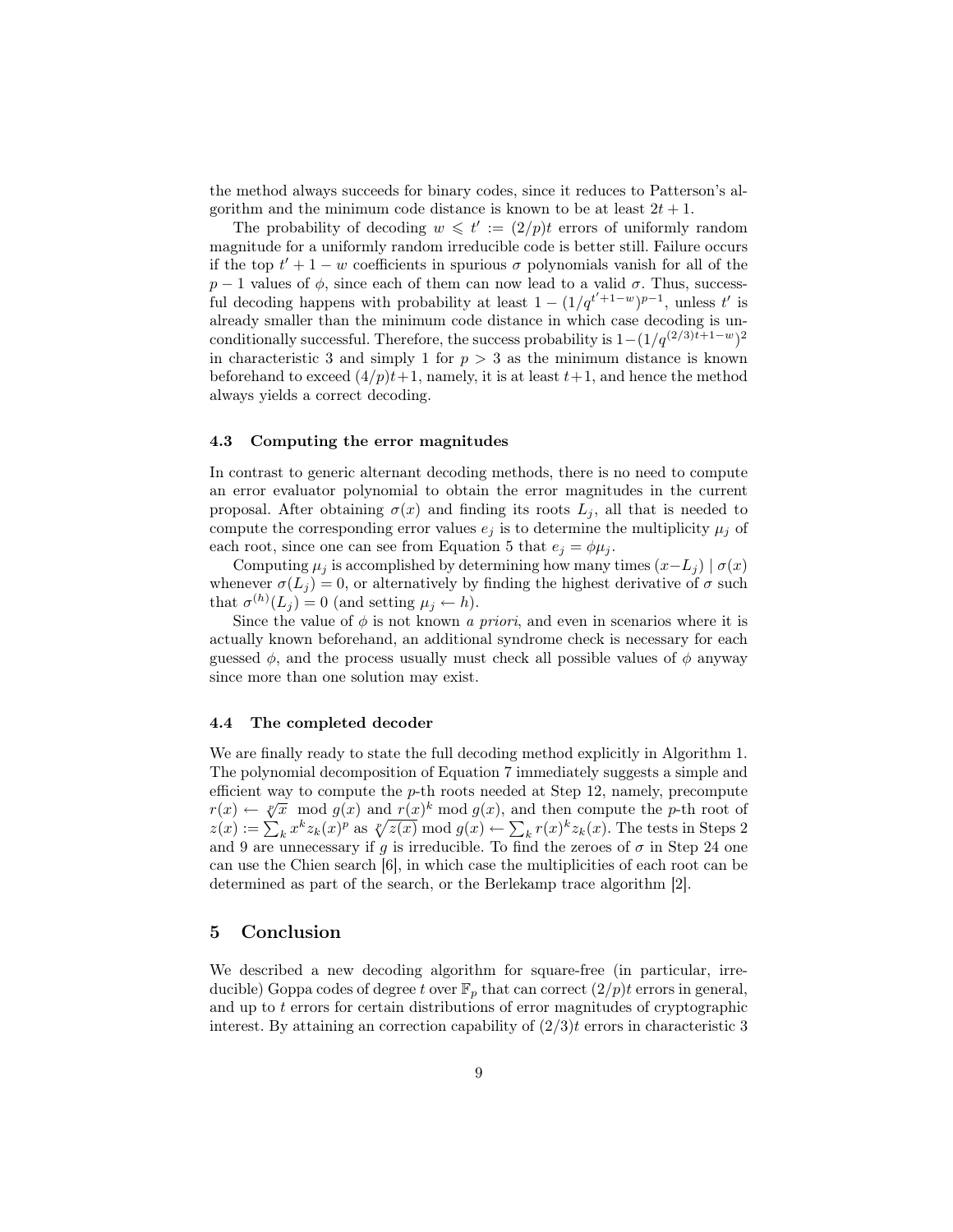the method always succeeds for binary codes, since it reduces to Patterson's algorithm and the minimum code distance is known to be at least $2t + 1$.

The probability of decoding $w \leqslant t' := (2/p)t$ errors of uniformly random magnitude for a uniformly random irreducible code is better still. Failure occurs if the top $t' + 1 - w$ coefficients in spurious $\sigma$ polynomials vanish for all of the $p - 1$ values of $\phi$, since each of them can now lead to a valid $\sigma$. Thus, successful decoding happens with probability at least $1 - (1/q^{t'+1-w})^{p-1}$, unless $t'$ is already smaller than the minimum code distance in which case decoding is unconditionally successful. Therefore, the success probability is $1-(1/q^{(2/3)t+1-w})^2$ in characteristic 3 and simply 1 for $p > 3$ as the minimum distance is known beforehand to exceed $(4/p)t+1$, namely, it is at least $t+1$, and hence the method always yields a correct decoding.

### 4.3 Computing the error magnitudes

In contrast to generic alternant decoding methods, there is no need to compute an error evaluator polynomial to obtain the error magnitudes in the current proposal. After obtaining $\sigma(x)$ and finding its roots $L_j$, all that is needed to compute the corresponding error values $e_j$ is to determine the multiplicity $\mu_j$ of each root, since one can see from Equation 5 that $e_j = \phi\mu_j$.

Computing $\mu_j$ is accomplished by determining how many times $(x - L_j) \mid \sigma(x)$ whenever $\sigma(L_j) = 0$, or alternatively by finding the highest derivative of $\sigma$ such that $\sigma^{(h)}(L_j) = 0$ (and setting $\mu_j \leftarrow h$).

Since the value of $\phi$ is not known *a priori*, and even in scenarios where it is actually known beforehand, an additional syndrome check is necessary for each guessed $\phi$, and the process usually must check all possible values of $\phi$ anyway since more than one solution may exist.

### 4.4 The completed decoder

We are finally ready to state the full decoding method explicitly in Algorithm 1. The polynomial decomposition of Equation 7 immediately suggests a simple and efficient way to compute the $p$-th roots needed at Step 12, namely, precompute $r(x) \leftarrow \sqrt[p]{x} \bmod g(x)$ and $r(x)^k \bmod g(x)$, and then compute the $p$-th root of $z(x) := \sum_k x^k z_k(x)^p$ as $\sqrt[p]{z(x)} \bmod g(x) \leftarrow \sum_k r(x)^k z_k(x)$. The tests in Steps 2 and 9 are unnecessary if $g$ is irreducible. To find the zeroes of $\sigma$ in Step 24 one can use the Chien search [6], in which case the multiplicities of each root can be determined as part of the search, or the Berlekamp trace algorithm [2].

## 5 Conclusion

We described a new decoding algorithm for square-free (in particular, irreducible) Goppa codes of degree $t$ over $\mathbb{F}_p$ that can correct $(2/p)t$ errors in general, and up to $t$ errors for certain distributions of error magnitudes of cryptographic interest. By attaining an correction capability of $(2/3)t$ errors in characteristic 3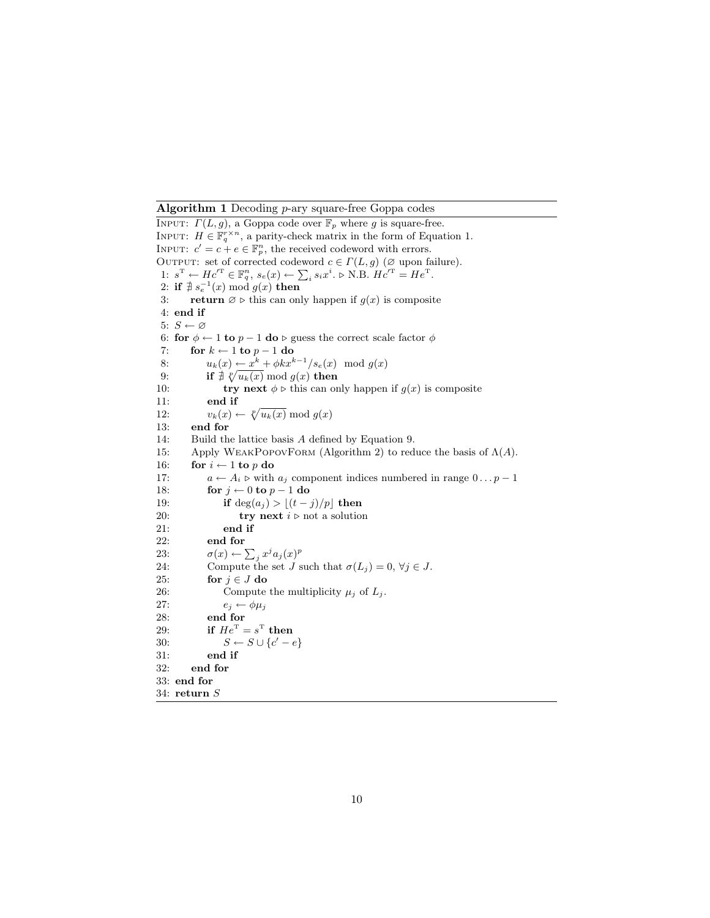**Algorithm 1** Decoding $p$-ary square-free Goppa codes

```
INPUT: Γ(L, g), a Goppa code over F_p where g is square-free.
INPUT: H ∈ F_q^{r×n}, a parity-check matrix in the form of Equation 1.
INPUT: c' = c + e ∈ F_p^n, the received codeword with errors.
OUTPUT: set of corrected codeword c ∈ Γ(L, g) (∅ upon failure).
 1: s^T ← Hc'^T ∈ F_q^n, s_e(x) ← Σ_i s_i x^i. ▷ N.B. Hc'^T = He^T.
 2: if ∄ s_e^{-1}(x) mod g(x) then
 3:     return ∅ ▷ this can only happen if g(x) is composite
 4: end if
 5: S ← ∅
 6: for φ ← 1 to p − 1 do ▷ guess the correct scale factor φ
 7:     for k ← 1 to p − 1 do
 8:         u_k(x) ← x^k + φ k x^{k−1} / s_e(x)  mod g(x)
 9:         if ∄ (u_k(x))^{1/p} mod g(x) then
10:             try next φ ▷ this can only happen if g(x) is composite
11:         end if
12:         v_k(x) ← (u_k(x))^{1/p} mod g(x)
13:     end for
14:     Build the lattice basis A defined by Equation 9.
15:     Apply WEAKPOPOVFORM (Algorithm 2) to reduce the basis of Λ(A).
16:     for i ← 1 to p do
17:         a ← A_i ▷ with a_j component indices numbered in range 0 ... p − 1
18:         for j ← 0 to p − 1 do
19:             if deg(a_j) > ⌊(t − j)/p⌋ then
20:                 try next i ▷ not a solution
21:             end if
22:         end for
23:         σ(x) ← Σ_j x^j a_j(x)^p
24:         Compute the set J such that σ(L_j) = 0, ∀j ∈ J.
25:         for j ∈ J do
26:             Compute the multiplicity μ_j of L_j.
27:             e_j ← φ μ_j
28:         end for
29:         if He^T = s^T then
30:             S ← S ∪ {c' − e}
31:         end if
32:     end for
33: end for
34: return S
```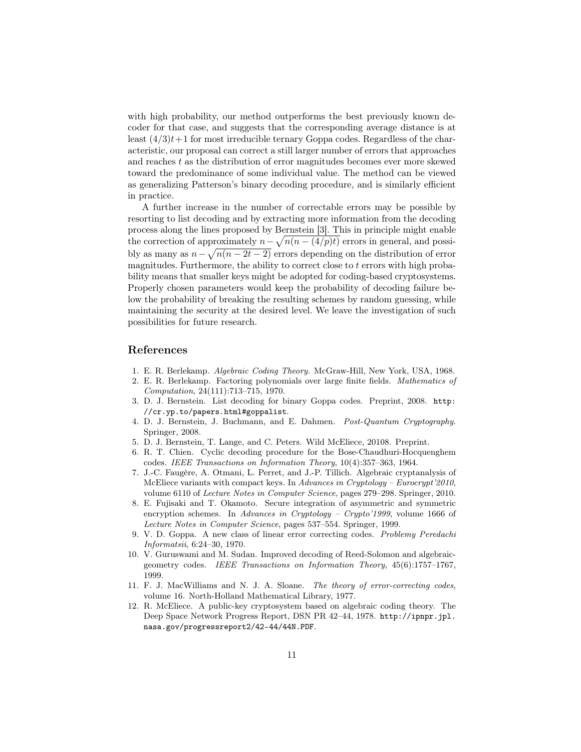with high probability, our method outperforms the best previously known decoder for that case, and suggests that the corresponding average distance is at least $(4/3)t+1$ for most irreducible ternary Goppa codes. Regardless of the characteristic, our proposal can correct a still larger number of errors that approaches and reaches $t$ as the distribution of error magnitudes becomes ever more skewed toward the predominance of some individual value. The method can be viewed as generalizing Patterson's binary decoding procedure, and is similarly efficient in practice.

A further increase in the number of correctable errors may be possible by resorting to list decoding and by extracting more information from the decoding process along the lines proposed by Bernstein [3]. This in principle might enable the correction of approximately $n - \sqrt{n(n-(4/p)t)}$ errors in general, and possibly as many as $n - \sqrt{n(n-2t-2)}$ errors depending on the distribution of error magnitudes. Furthermore, the ability to correct close to $t$ errors with high probability means that smaller keys might be adopted for coding-based cryptosystems. Properly chosen parameters would keep the probability of decoding failure below the probability of breaking the resulting schemes by random guessing, while maintaining the security at the desired level. We leave the investigation of such possibilities for future research.

## References

1. E. R. Berlekamp. *Algebraic Coding Theory*. McGraw-Hill, New York, USA, 1968.
2. E. R. Berlekamp. Factoring polynomials over large finite fields. *Mathematics of Computation*, 24(111):713–715, 1970.
3. D. J. Bernstein. List decoding for binary Goppa codes. Preprint, 2008. `http://cr.yp.to/papers.html#goppalist`.
4. D. J. Bernstein, J. Buchmann, and E. Dahmen. *Post-Quantum Cryptography*. Springer, 2008.
5. D. J. Bernstein, T. Lange, and C. Peters. Wild McEliece, 20108. Preprint.
6. R. T. Chien. Cyclic decoding procedure for the Bose-Chaudhuri-Hocquenghem codes. *IEEE Transactions on Information Theory*, 10(4):357–363, 1964.
7. J.-C. Faugère, A. Otmani, L. Perret, and J.-P. Tillich. Algebraic cryptanalysis of McEliece variants with compact keys. In *Advances in Cryptology – Eurocrypt'2010*, volume 6110 of *Lecture Notes in Computer Science*, pages 279–298. Springer, 2010.
8. E. Fujisaki and T. Okamoto. Secure integration of asymmetric and symmetric encryption schemes. In *Advances in Cryptology – Crypto'1999*, volume 1666 of *Lecture Notes in Computer Science*, pages 537–554. Springer, 1999.
9. V. D. Goppa. A new class of linear error correcting codes. *Problemy Peredachi Informatsii*, 6:24–30, 1970.
10. V. Guruswami and M. Sudan. Improved decoding of Reed-Solomon and algebraic-geometry codes. *IEEE Transactions on Information Theory*, 45(6):1757–1767, 1999.
11. F. J. MacWilliams and N. J. A. Sloane. *The theory of error-correcting codes*, volume 16. North-Holland Mathematical Library, 1977.
12. R. McEliece. A public-key cryptosystem based on algebraic coding theory. The Deep Space Network Progress Report, DSN PR 42–44, 1978. `http://ipnpr.jpl.nasa.gov/progressreport2/42-44/44N.PDF`.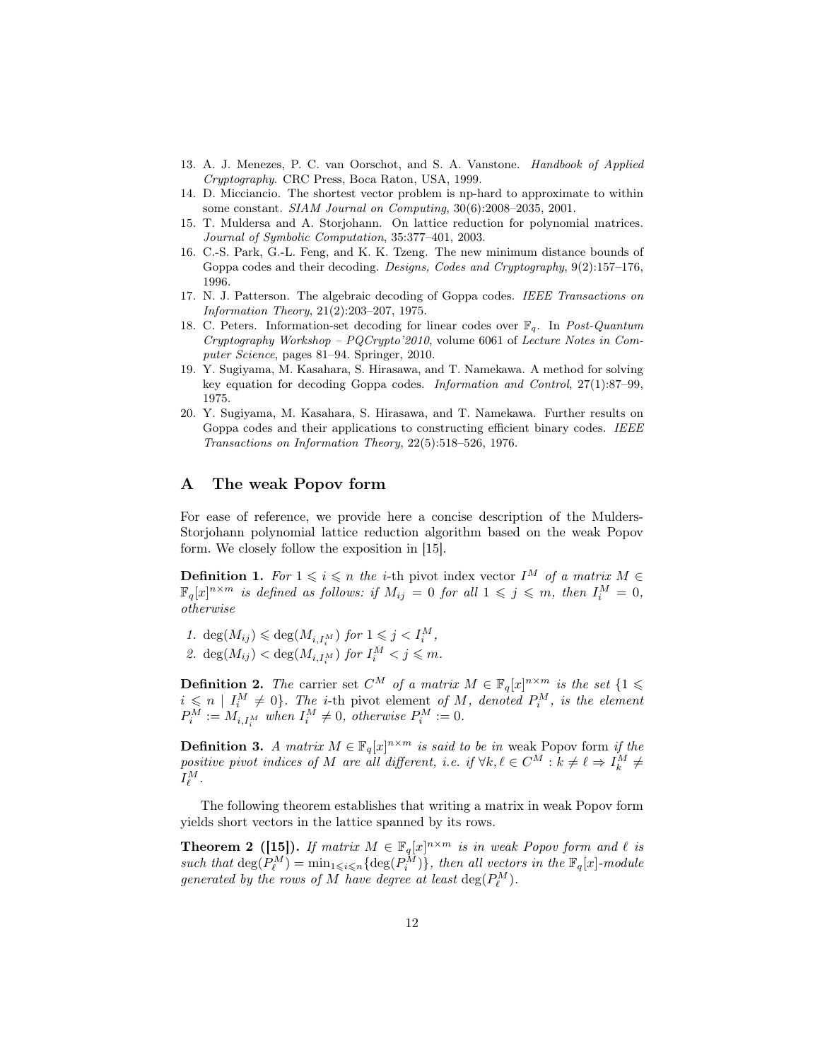13. A. J. Menezes, P. C. van Oorschot, and S. A. Vanstone. *Handbook of Applied Cryptography*. CRC Press, Boca Raton, USA, 1999.
14. D. Micciancio. The shortest vector problem is np-hard to approximate to within some constant. *SIAM Journal on Computing*, 30(6):2008–2035, 2001.
15. T. Muldersa and A. Storjohann. On lattice reduction for polynomial matrices. *Journal of Symbolic Computation*, 35:377–401, 2003.
16. C.-S. Park, G.-L. Feng, and K. K. Tzeng. The new minimum distance bounds of Goppa codes and their decoding. *Designs, Codes and Cryptography*, 9(2):157–176, 1996.
17. N. J. Patterson. The algebraic decoding of Goppa codes. *IEEE Transactions on Information Theory*, 21(2):203–207, 1975.
18. C. Peters. Information-set decoding for linear codes over $\mathbb{F}_q$. In *Post-Quantum Cryptography Workshop – PQCrypto'2010*, volume 6061 of *Lecture Notes in Computer Science*, pages 81–94. Springer, 2010.
19. Y. Sugiyama, M. Kasahara, S. Hirasawa, and T. Namekawa. A method for solving key equation for decoding Goppa codes. *Information and Control*, 27(1):87–99, 1975.
20. Y. Sugiyama, M. Kasahara, S. Hirasawa, and T. Namekawa. Further results on Goppa codes and their applications to constructing efficient binary codes. *IEEE Transactions on Information Theory*, 22(5):518–526, 1976.

## A The weak Popov form

For ease of reference, we provide here a concise description of the Mulders-Storjohann polynomial lattice reduction algorithm based on the weak Popov form. We closely follow the exposition in [15].

**Definition 1.** *For $1 \leqslant i \leqslant n$ the $i$-th pivot index vector $I^M$ of a matrix $M \in \mathbb{F}_q[x]^{n\times m}$ is defined as follows: if $M_{ij} = 0$ for all $1 \leqslant j \leqslant m$, then $I_i^M = 0$, otherwise*

1. $\deg(M_{ij}) \leqslant \deg(M_{i,I_i^M})$ *for* $1 \leqslant j < I_i^M$,
2. $\deg(M_{ij}) < \deg(M_{i,I_i^M})$ *for* $I_i^M < j \leqslant m$.

**Definition 2.** *The* carrier set *$C^M$ of a matrix $M \in \mathbb{F}_q[x]^{n\times m}$ is the set $\{1 \leqslant i \leqslant n \mid I_i^M \neq 0\}$. The $i$-th pivot element of $M$, denoted $P_i^M$, is the element $P_i^M := M_{i,I_i^M}$ when $I_i^M \neq 0$, otherwise $P_i^M := 0$.*

**Definition 3.** *A matrix $M \in \mathbb{F}_q[x]^{n\times m}$ is said to be in* weak Popov form *if the positive pivot indices of $M$ are all different, i.e. if $\forall k, \ell \in C^M : k \neq \ell \Rightarrow I_k^M \neq I_\ell^M$.*

The following theorem establishes that writing a matrix in weak Popov form yields short vectors in the lattice spanned by its rows.

**Theorem 2 ([15]).** *If matrix $M \in \mathbb{F}_q[x]^{n\times m}$ is in weak Popov form and $\ell$ is such that $\deg(P_\ell^M) = \min_{1\leqslant i\leqslant n}\{\deg(P_i^M)\}$, then all vectors in the $\mathbb{F}_q[x]$-module generated by the rows of $M$ have degree at least $\deg(P_\ell^M)$.*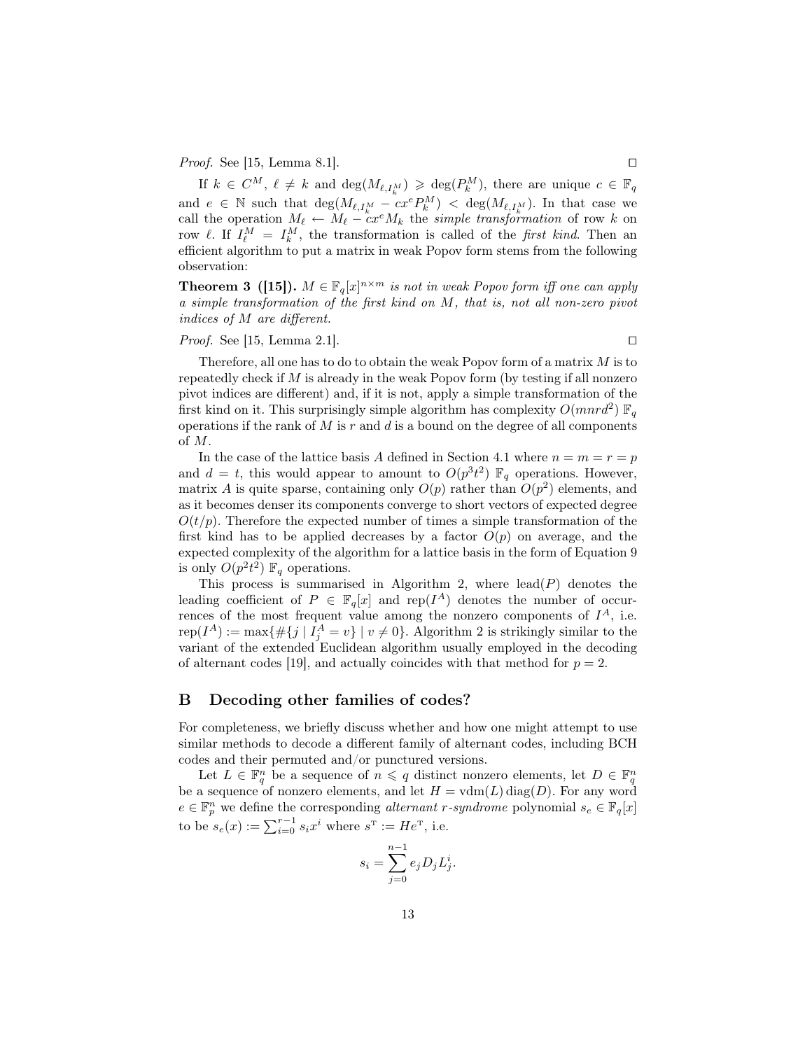*Proof.* See [15, Lemma 8.1]. □

If $k \in C^M$, $\ell \neq k$ and $\deg(M_{\ell,I_k^M}) \geqslant \deg(P_k^M)$, there are unique $c \in \mathbb{F}_q$ and $e \in \mathbb{N}$ such that $\deg(M_{\ell,I_k^M} - cx^e P_k^M) < \deg(M_{\ell,I_k^M})$. In that case we call the operation $M_\ell \leftarrow M_\ell - cx^e M_k$ the *simple transformation* of row $k$ on row $\ell$. If $I_\ell^M = I_k^M$, the transformation is called of the *first kind*. Then an efficient algorithm to put a matrix in weak Popov form stems from the following observation:

**Theorem 3 ([15]).** *$M \in \mathbb{F}_q[x]^{n\times m}$ is not in weak Popov form iff one can apply a simple transformation of the first kind on $M$, that is, not all non-zero pivot indices of $M$ are different.*

*Proof.* See [15, Lemma 2.1]. □

Therefore, all one has to do to obtain the weak Popov form of a matrix $M$ is to repeatedly check if $M$ is already in the weak Popov form (by testing if all nonzero pivot indices are different) and, if it is not, apply a simple transformation of the first kind on it. This surprisingly simple algorithm has complexity $O(mnrd^2)$ $\mathbb{F}_q$ operations if the rank of $M$ is $r$ and $d$ is a bound on the degree of all components of $M$.

In the case of the lattice basis $A$ defined in Section 4.1 where $n = m = r = p$ and $d = t$, this would appear to amount to $O(p^3t^2)$ $\mathbb{F}_q$ operations. However, matrix $A$ is quite sparse, containing only $O(p)$ rather than $O(p^2)$ elements, and as it becomes denser its components converge to short vectors of expected degree $O(t/p)$. Therefore the expected number of times a simple transformation of the first kind has to be applied decreases by a factor $O(p)$ on average, and the expected complexity of the algorithm for a lattice basis in the form of Equation 9 is only $O(p^2t^2)$ $\mathbb{F}_q$ operations.

This process is summarised in Algorithm 2, where $\mathrm{lead}(P)$ denotes the leading coefficient of $P \in \mathbb{F}_q[x]$ and $\mathrm{rep}(I^A)$ denotes the number of occurrences of the most frequent value among the nonzero components of $I^A$, i.e. $\mathrm{rep}(I^A) := \max\{\#\{j \mid I_j^A = v\} \mid v \neq 0\}$. Algorithm 2 is strikingly similar to the variant of the extended Euclidean algorithm usually employed in the decoding of alternant codes [19], and actually coincides with that method for $p = 2$.

## B Decoding other families of codes?

For completeness, we briefly discuss whether and how one might attempt to use similar methods to decode a different family of alternant codes, including BCH codes and their permuted and/or punctured versions.

Let $L \in \mathbb{F}_q^n$ be a sequence of $n \leqslant q$ distinct nonzero elements, let $D \in \mathbb{F}_q^n$ be a sequence of nonzero elements, and let $H = \mathrm{vdm}(L)\,\mathrm{diag}(D)$. For any word $e \in \mathbb{F}_p^n$ we define the corresponding *alternant $r$-syndrome* polynomial $s_e \in \mathbb{F}_q[x]$ to be $s_e(x) := \sum_{i=0}^{r-1} s_i x^i$ where $s^{\mathrm{T}} := He^{\mathrm{T}}$, i.e.

$$s_i = \sum_{j=0}^{n-1} e_j D_j L_j^i.$$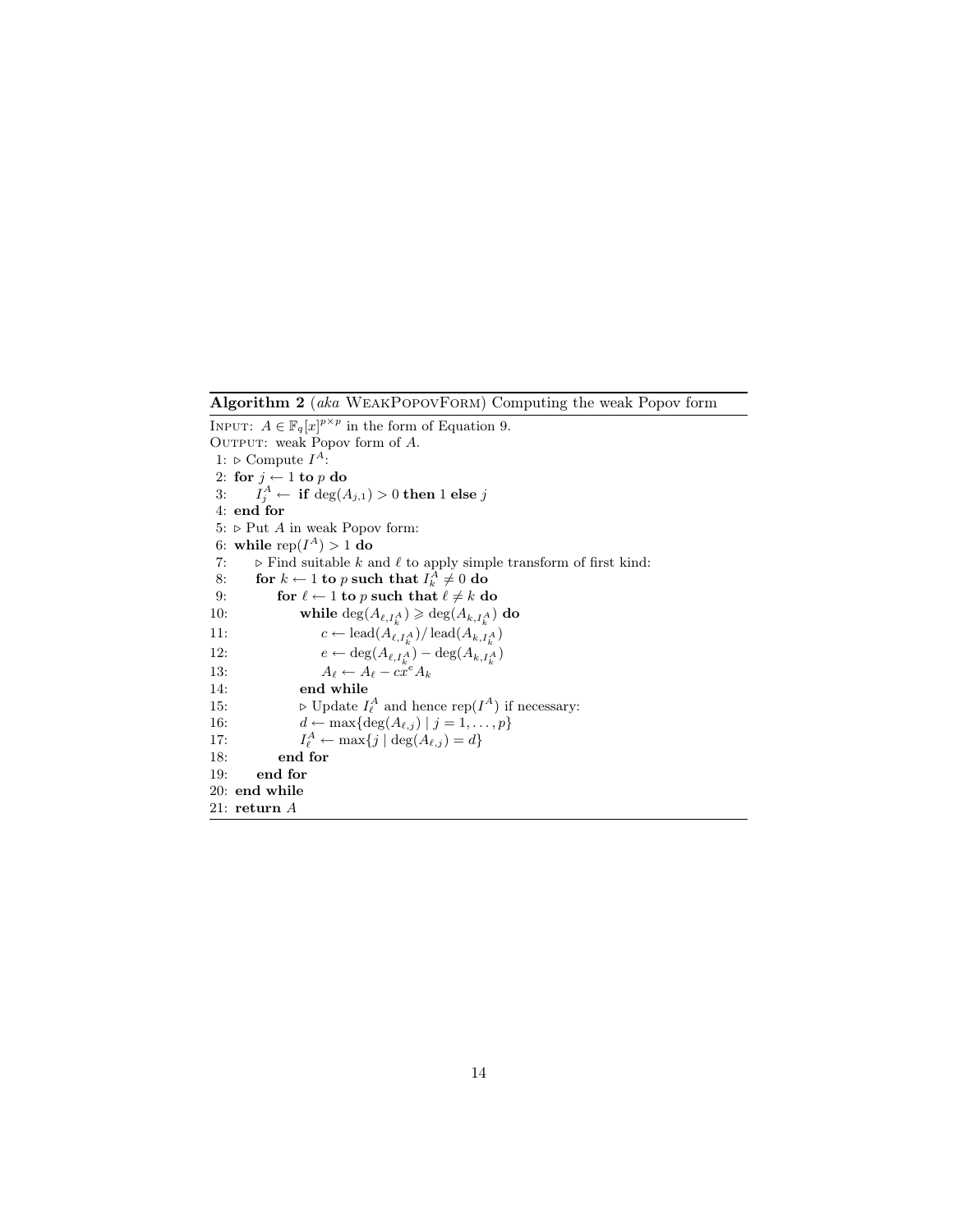**Algorithm 2** (*aka* WeakPopovForm) Computing the weak Popov form

INPUT: $A \in \mathbb{F}_q[x]^{p \times p}$ in the form of Equation 9.
OUTPUT: weak Popov form of $A$.

```
 1: ▷ Compute I^A:
 2: for j ← 1 to p do
 3:     I^A_j ← if deg(A_{j,1}) > 0 then 1 else j
 4: end for
 5: ▷ Put A in weak Popov form:
 6: while rep(I^A) > 1 do
 7:     ▷ Find suitable k and ℓ to apply simple transform of first kind:
 8:     for k ← 1 to p such that I^A_k ≠ 0 do
 9:         for ℓ ← 1 to p such that ℓ ≠ k do
10:             while deg(A_{ℓ,I^A_k}) ⩾ deg(A_{k,I^A_k}) do
11:                 c ← lead(A_{ℓ,I^A_k}) / lead(A_{k,I^A_k})
12:                 e ← deg(A_{ℓ,I^A_k}) − deg(A_{k,I^A_k})
13:                 A_ℓ ← A_ℓ − c x^e A_k
14:             end while
15:             ▷ Update I^A_ℓ and hence rep(I^A) if necessary:
16:             d ← max{deg(A_{ℓ,j}) | j = 1, ..., p}
17:             I^A_ℓ ← max{j | deg(A_{ℓ,j}) = d}
18:         end for
19:     end for
20: end while
21: return A
```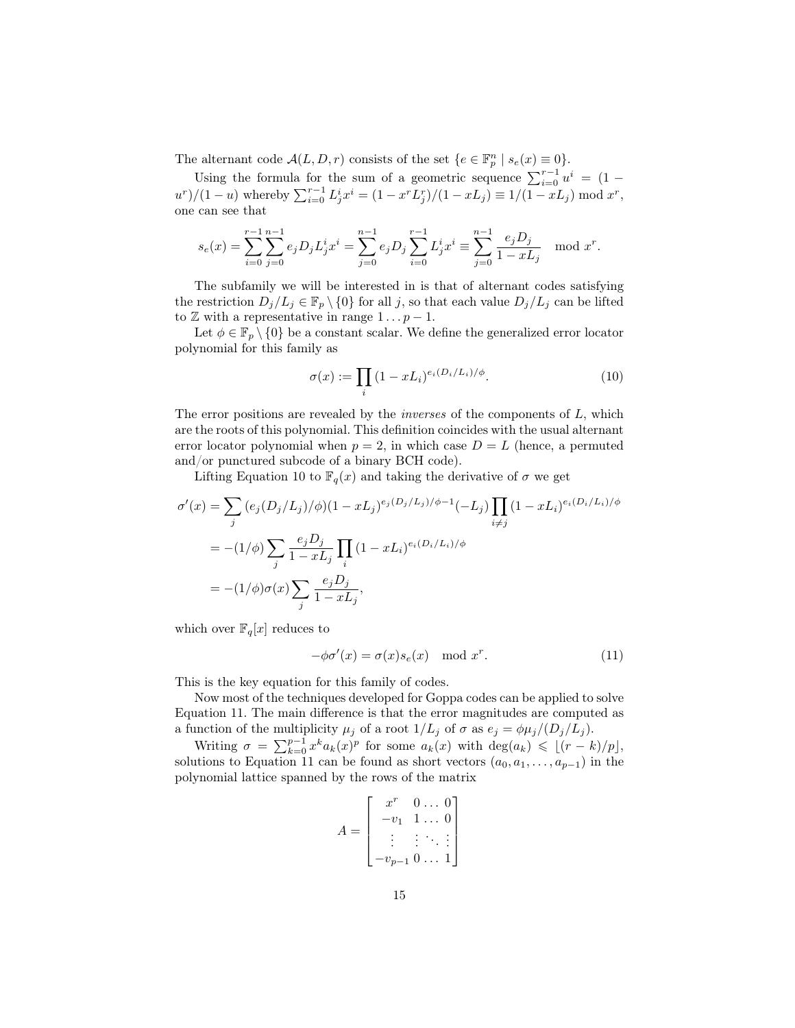The alternant code $\mathcal{A}(L, D, r)$ consists of the set $\{e \in \mathbb{F}_p^n \mid s_e(x) \equiv 0\}$.

Using the formula for the sum of a geometric sequence $\sum_{i=0}^{r-1} u^i = (1 - u^r)/(1-u)$ whereby $\sum_{i=0}^{r-1} L_j^i x^i = (1 - x^r L_j^r)/(1 - xL_j) \equiv 1/(1 - xL_j) \bmod x^r$, one can see that

$$s_e(x) = \sum_{i=0}^{r-1} \sum_{j=0}^{n-1} e_j D_j L_j^i x^i = \sum_{j=0}^{n-1} e_j D_j \sum_{i=0}^{r-1} L_j^i x^i \equiv \sum_{j=0}^{n-1} \frac{e_j D_j}{1 - xL_j} \mod x^r.$$

The subfamily we will be interested in is that of alternant codes satisfying the restriction $D_j/L_j \in \mathbb{F}_p \setminus \{0\}$ for all $j$, so that each value $D_j/L_j$ can be lifted to $\mathbb{Z}$ with a representative in range $1 \ldots p-1$.

Let $\phi \in \mathbb{F}_p \setminus \{0\}$ be a constant scalar. We define the generalized error locator polynomial for this family as

$$\sigma(x) := \prod_i (1 - xL_i)^{e_i (D_i/L_i)/\phi}. \tag{10}$$

The error positions are revealed by the *inverses* of the components of $L$, which are the roots of this polynomial. This definition coincides with the usual alternant error locator polynomial when $p = 2$, in which case $D = L$ (hence, a permuted and/or punctured subcode of a binary BCH code).

Lifting Equation 10 to $\mathbb{F}_q(x)$ and taking the derivative of $\sigma$ we get

$$\begin{aligned}
\sigma'(x) &= \sum_j (e_j (D_j/L_j)/\phi)(1 - xL_j)^{e_j (D_j/L_j)/\phi - 1}(-L_j) \prod_{i \neq j} (1 - xL_i)^{e_i (D_i/L_i)/\phi} \\
&= -(1/\phi) \sum_j \frac{e_j D_j}{1 - xL_j} \prod_i (1 - xL_i)^{e_i (D_i/L_i)/\phi} \\
&= -(1/\phi) \sigma(x) \sum_j \frac{e_j D_j}{1 - xL_j},
\end{aligned}$$

which over $\mathbb{F}_q[x]$ reduces to

$$-\phi \sigma'(x) = \sigma(x) s_e(x) \mod x^r. \tag{11}$$

This is the key equation for this family of codes.

Now most of the techniques developed for Goppa codes can be applied to solve Equation 11. The main difference is that the error magnitudes are computed as a function of the multiplicity $\mu_j$ of a root $1/L_j$ of $\sigma$ as $e_j = \phi \mu_j / (D_j/L_j)$.

Writing $\sigma = \sum_{k=0}^{p-1} x^k a_k(x)^p$ for some $a_k(x)$ with $\deg(a_k) \leqslant \lfloor (r-k)/p \rfloor$, solutions to Equation 11 can be found as short vectors $(a_0, a_1, \ldots, a_{p-1})$ in the polynomial lattice spanned by the rows of the matrix

$$A = \begin{bmatrix} x^r & 0 \ldots 0 \\ -v_1 & 1 \ldots 0 \\ \vdots & \vdots \ddots \vdots \\ -v_{p-1} & 0 \ldots 1 \end{bmatrix}$$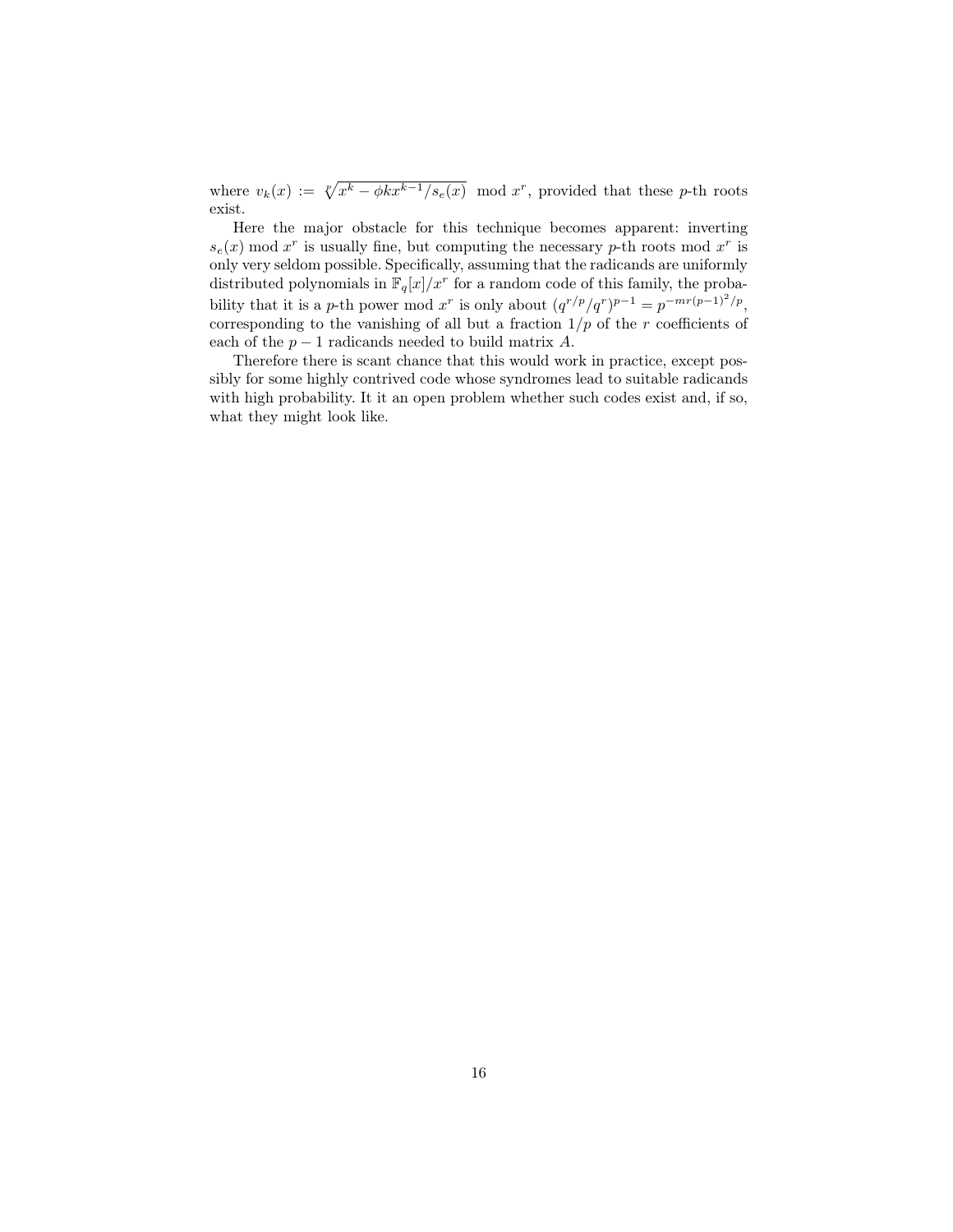where $v_k(x) := \sqrt[p]{x^k - \phi k x^{k-1}/s_e(x)} \mod x^r$, provided that these $p$-th roots exist.

Here the major obstacle for this technique becomes apparent: inverting $s_e(x) \bmod x^r$ is usually fine, but computing the necessary $p$-th roots mod $x^r$ is only very seldom possible. Specifically, assuming that the radicands are uniformly distributed polynomials in $\mathbb{F}_q[x]/x^r$ for a random code of this family, the probability that it is a $p$-th power mod $x^r$ is only about $(q^{r/p}/q^r)^{p-1} = p^{-mr(p-1)^2/p}$, corresponding to the vanishing of all but a fraction $1/p$ of the $r$ coefficients of each of the $p-1$ radicands needed to build matrix $A$.

Therefore there is scant chance that this would work in practice, except possibly for some highly contrived code whose syndromes lead to suitable radicands with high probability. It it an open problem whether such codes exist and, if so, what they might look like.